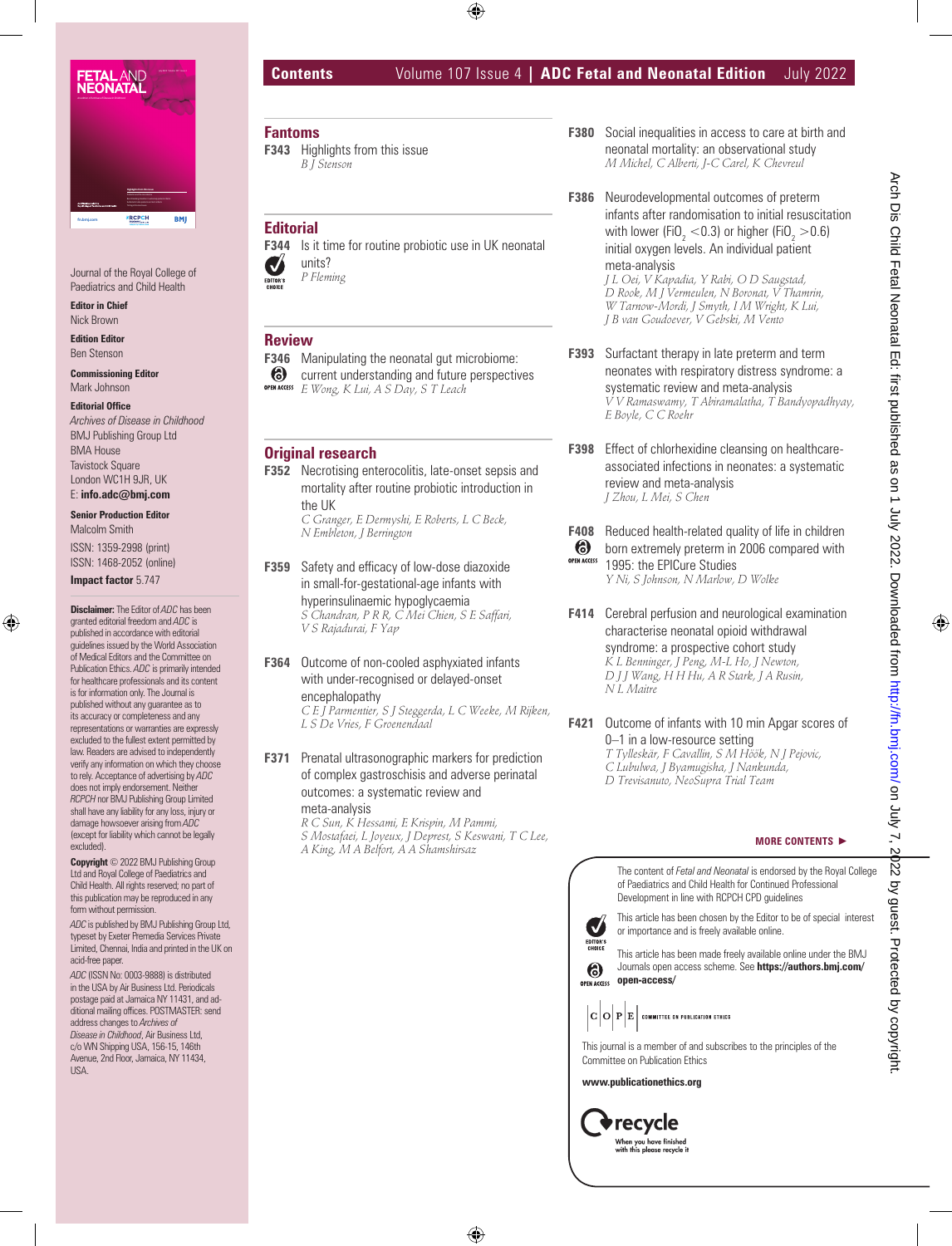# Contents

Volume 107 Issue 4 | **ADC Fetal and Neonatal Edition** July 2022

Journal of the Royal College of Paediatrics and Child Health

**Editor in Chief**
Nick Brown

**Edition Editor**
Ben Stenson

**Commissioning Editor**
Mark Johnson

**Editorial Office**
*Archives of Disease in Childhood*
BMJ Publishing Group Ltd
BMA House
Tavistock Square
London WC1H 9JR, UK
E: **info.adc@bmj.com**

**Senior Production Editor**
Malcolm Smith

ISSN: 1359-2998 (print)
ISSN: 1468-2052 (online)

**Impact factor** 5.747

**Disclaimer:** The Editor of *ADC* has been granted editorial freedom and *ADC* is published in accordance with editorial guidelines issued by the World Association of Medical Editors and the Committee on Publication Ethics. *ADC* is primarily intended for healthcare professionals and its content is for information only. The Journal is published without any guarantee as to its accuracy or completeness and any representations or warranties are expressly excluded to the fullest extent permitted by law. Readers are advised to independently verify any information on which they choose to rely. Acceptance of advertising by *ADC* does not imply endorsement. Neither *RCPCH* nor BMJ Publishing Group Limited shall have any liability for any loss, injury or damage howsoever arising from *ADC* (except for liability which cannot be legally excluded).

**Copyright** © 2022 BMJ Publishing Group Ltd and Royal College of Paediatrics and Child Health. All rights reserved; no part of this publication may be reproduced in any form without permission.

*ADC* is published by BMJ Publishing Group Ltd, typeset by Exeter Premedia Services Private Limited, Chennai, India and printed in the UK on acid-free paper.

*ADC* (ISSN No: 0003-9888) is distributed in the USA by Air Business Ltd. Periodicals postage paid at Jamaica NY 11431, and additional mailing offices. POSTMASTER: send address changes to *Archives of Disease in Childhood*, Air Business Ltd, c/o WN Shipping USA, 156-15, 146th Avenue, 2nd Floor, Jamaica, NY 11434, USA.

## Fantoms

**F343** Highlights from this issue
*B J Stenson*

## Editorial

**F344** Is it time for routine probiotic use in UK neonatal units? (EDITOR'S CHOICE)
*P Fleming*

## Review

**F346** Manipulating the neonatal gut microbiome: current understanding and future perspectives (OPEN ACCESS)
*E Wong, K Lui, A S Day, S T Leach*

## Original research

**F352** Necrotising enterocolitis, late-onset sepsis and mortality after routine probiotic introduction in the UK
*C Granger, E Dermyshi, E Roberts, L C Beck, N Embleton, J Berrington*

**F359** Safety and efficacy of low-dose diazoxide in small-for-gestational-age infants with hyperinsulinaemic hypoglycaemia
*S Chandran, P R R, C Mei Chien, S E Saffari, V S Rajadurai, F Yap*

**F364** Outcome of non-cooled asphyxiated infants with under-recognised or delayed-onset encephalopathy
*C E J Parmentier, S J Steggerda, L C Weeke, M Rijken, L S De Vries, F Groenendaal*

**F371** Prenatal ultrasonographic markers for prediction of complex gastroschisis and adverse perinatal outcomes: a systematic review and meta-analysis
*R C Sun, K Hessami, E Krispin, M Pammi, S Mostafaei, L Joyeux, J Deprest, S Keswani, T C Lee, A King, M A Belfort, A A Shamshirsaz*

**F380** Social inequalities in access to care at birth and neonatal mortality: an observational study
*M Michel, C Alberti, J-C Carel, K Chevreul*

**F386** Neurodevelopmental outcomes of preterm infants after randomisation to initial resuscitation with lower ($FiO_2$ <0.3) or higher ($FiO_2$ >0.6) initial oxygen levels. An individual patient meta-analysis
*J L Oei, V Kapadia, Y Rabi, O D Saugstad, D Rook, M J Vermeulen, N Boronat, V Thamrin, W Tarnow-Mordi, J Smyth, I M Wright, K Lui, J B van Goudoever, V Gebski, M Vento*

**F393** Surfactant therapy in late preterm and term neonates with respiratory distress syndrome: a systematic review and meta-analysis
*V V Ramaswamy, T Abiramalatha, T Bandyopadhyay, E Boyle, C C Roehr*

**F398** Effect of chlorhexidine cleansing on healthcare-associated infections in neonates: a systematic review and meta-analysis
*J Zhou, L Mei, S Chen*

**F408** Reduced health-related quality of life in children born extremely preterm in 2006 compared with 1995: the EPICure Studies (OPEN ACCESS)
*Y Ni, S Johnson, N Marlow, D Wolke*

**F414** Cerebral perfusion and neurological examination characterise neonatal opioid withdrawal syndrome: a prospective cohort study
*K L Benninger, J Peng, M-L Ho, J Newton, D J J Wang, H H Hu, A R Stark, J A Rusin, N L Maitre*

**F421** Outcome of infants with 10 min Apgar scores of 0–1 in a low-resource setting
*T Tylleskär, F Cavallin, S M Hõõk, N J Pejovic, C Lubulwa, J Byamugisha, J Nankunda, D Trevisanuto, NeoSupra Trial Team*

**MORE CONTENTS ►**

The content of *Fetal and Neonatal* is endorsed by the Royal College of Paediatrics and Child Health for Continued Professional Development in line with RCPCH CPD guidelines

EDITOR'S CHOICE: This article has been chosen by the Editor to be of special interest or importance and is freely available online.

OPEN ACCESS: This article has been made freely available online under the BMJ Journals open access scheme. See **https://authors.bmj.com/open-access/**

COPE — Committee on Publication Ethics

This journal is a member of and subscribes to the principles of the Committee on Publication Ethics

**www.publicationethics.org**

recycle — When you have finished with this please recycle it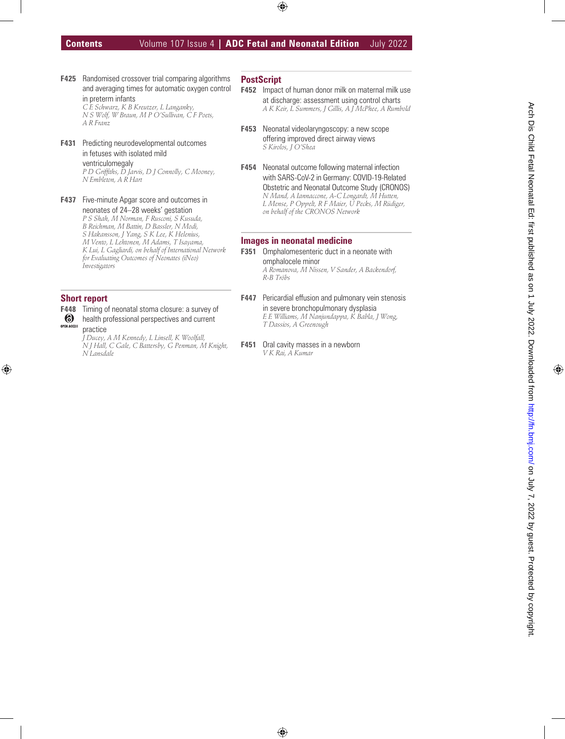**F425** Randomised crossover trial comparing algorithms and averaging times for automatic oxygen control in preterm infants
*C E Schwarz, K B Kreutzer, L Langanky, N S Wolf, W Braun, M P O'Sullivan, C F Poets, A R Franz*

**F431** Predicting neurodevelopmental outcomes in fetuses with isolated mild ventriculomegaly
*P D Griffiths, D Jarvis, D J Connolly, C Mooney, N Embleton, A R Hart*

**F437** Five-minute Apgar score and outcomes in neonates of 24–28 weeks' gestation
*P S Shah, M Norman, F Rusconi, S Kusuda, B Reichman, M Battin, D Bassler, N Modi, S Hakansson, J Yang, S K Lee, K Helenius, M Vento, L Lehtonen, M Adams, T Isayama, K Lui, L Gagliardi, on behalf of International Network for Evaluating Outcomes of Neonates (iNeo) Investigators*

## Short report

**F448** Timing of neonatal stoma closure: a survey of health professional perspectives and current practice (OPEN ACCESS)
*J Ducey, A M Kennedy, L Linsell, K Woolfall, N J Hall, C Gale, C Battersby, G Penman, M Knight, N Lansdale*

## PostScript

**F452** Impact of human donor milk on maternal milk use at discharge: assessment using control charts
*A K Keir, L Summers, J Gillis, A J McPhee, A Rumbold*

**F453** Neonatal videolaryngoscopy: a new scope offering improved direct airway views
*S Kirolos, J O'Shea*

**F454** Neonatal outcome following maternal infection with SARS-CoV-2 in Germany: COVID-19-Related Obstetric and Neonatal Outcome Study (CRONOS)
*N Mand, A Iannaccone, A-C Longardt, M Hutten, L Mense, P Oppelt, R F Maier, U Pecks, M Rüdiger, on behalf of the CRONOS Network*

## Images in neonatal medicine

**F351** Omphalomesenteric duct in a neonate with omphalocele minor
*A Romanova, M Nissen, V Sander, A Backendorf, R-B Tröbs*

**F447** Pericardial effusion and pulmonary vein stenosis in severe bronchopulmonary dysplasia
*E E Williams, M Nanjundappa, K Babla, J Wong, T Dassios, A Greenough*

**F451** Oral cavity masses in a newborn
*V K Rai, A Kumar*